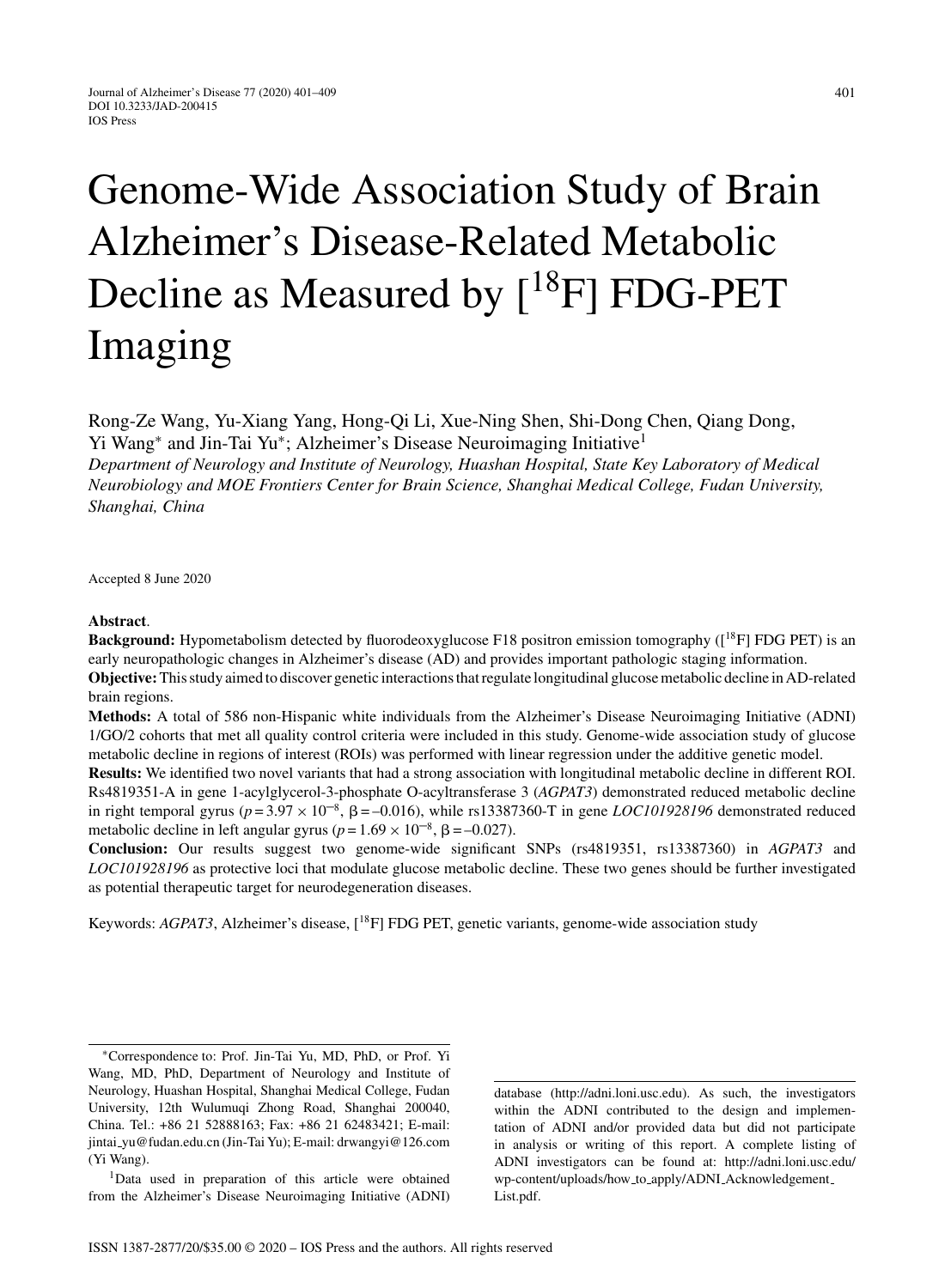# Genome-Wide Association Study of Brain Alzheimer's Disease-Related Metabolic Decline as Measured by [$^{18}$F] FDG-PET Imaging

Rong-Ze Wang, Yu-Xiang Yang, Hong-Qi Li, Xue-Ning Shen, Shi-Dong Chen, Qiang Dong, Yi Wang* and Jin-Tai Yu*; Alzheimer's Disease Neuroimaging Initiative[1]

*Department of Neurology and Institute of Neurology, Huashan Hospital, State Key Laboratory of Medical Neurobiology and MOE Frontiers Center for Brain Science, Shanghai Medical College, Fudan University, Shanghai, China*

Accepted 8 June 2020

**Abstract**.

**Background:** Hypometabolism detected by fluorodeoxyglucose F18 positron emission tomography ([$^{18}$F] FDG PET) is an early neuropathologic changes in Alzheimer's disease (AD) and provides important pathologic staging information.

**Objective:** This study aimed to discover genetic interactions that regulate longitudinal glucose metabolic decline in AD-related brain regions.

**Methods:** A total of 586 non-Hispanic white individuals from the Alzheimer's Disease Neuroimaging Initiative (ADNI) 1/GO/2 cohorts that met all quality control criteria were included in this study. Genome-wide association study of glucose metabolic decline in regions of interest (ROIs) was performed with linear regression under the additive genetic model.

**Results:** We identified two novel variants that had a strong association with longitudinal metabolic decline in different ROI. Rs4819351-A in gene 1-acylglycerol-3-phosphate O-acyltransferase 3 (*AGPAT3*) demonstrated reduced metabolic decline in right temporal gyrus ($p = 3.97 \times 10^{-8}$, $\beta = -0.016$), while rs13387360-T in gene *LOC101928196* demonstrated reduced metabolic decline in left angular gyrus ($p = 1.69 \times 10^{-8}$, $\beta = -0.027$).

**Conclusion:** Our results suggest two genome-wide significant SNPs (rs4819351, rs13387360) in *AGPAT3* and *LOC101928196* as protective loci that modulate glucose metabolic decline. These two genes should be further investigated as potential therapeutic target for neurodegeneration diseases.

Keywords: *AGPAT3*, Alzheimer's disease, [$^{18}$F] FDG PET, genetic variants, genome-wide association study

---

*Correspondence to: Prof. Jin-Tai Yu, MD, PhD, or Prof. Yi Wang, MD, PhD, Department of Neurology and Institute of Neurology, Huashan Hospital, Shanghai Medical College, Fudan University, 12th Wulumuqi Zhong Road, Shanghai 200040, China. Tel.: +86 21 52888163; Fax: +86 21 62483421; E-mail: jintai_yu@fudan.edu.cn (Jin-Tai Yu); E-mail: drwangyi@126.com (Yi Wang).

[1]Data used in preparation of this article were obtained from the Alzheimer's Disease Neuroimaging Initiative (ADNI) database (http://adni.loni.usc.edu). As such, the investigators within the ADNI contributed to the design and implementation of ADNI and/or provided data but did not participate in analysis or writing of this report. A complete listing of ADNI investigators can be found at: http://adni.loni.usc.edu/wp-content/uploads/how_to_apply/ADNI_Acknowledgement_List.pdf.

ISSN 1387-2877/20/$35.00 © 2020 – IOS Press and the authors. All rights reserved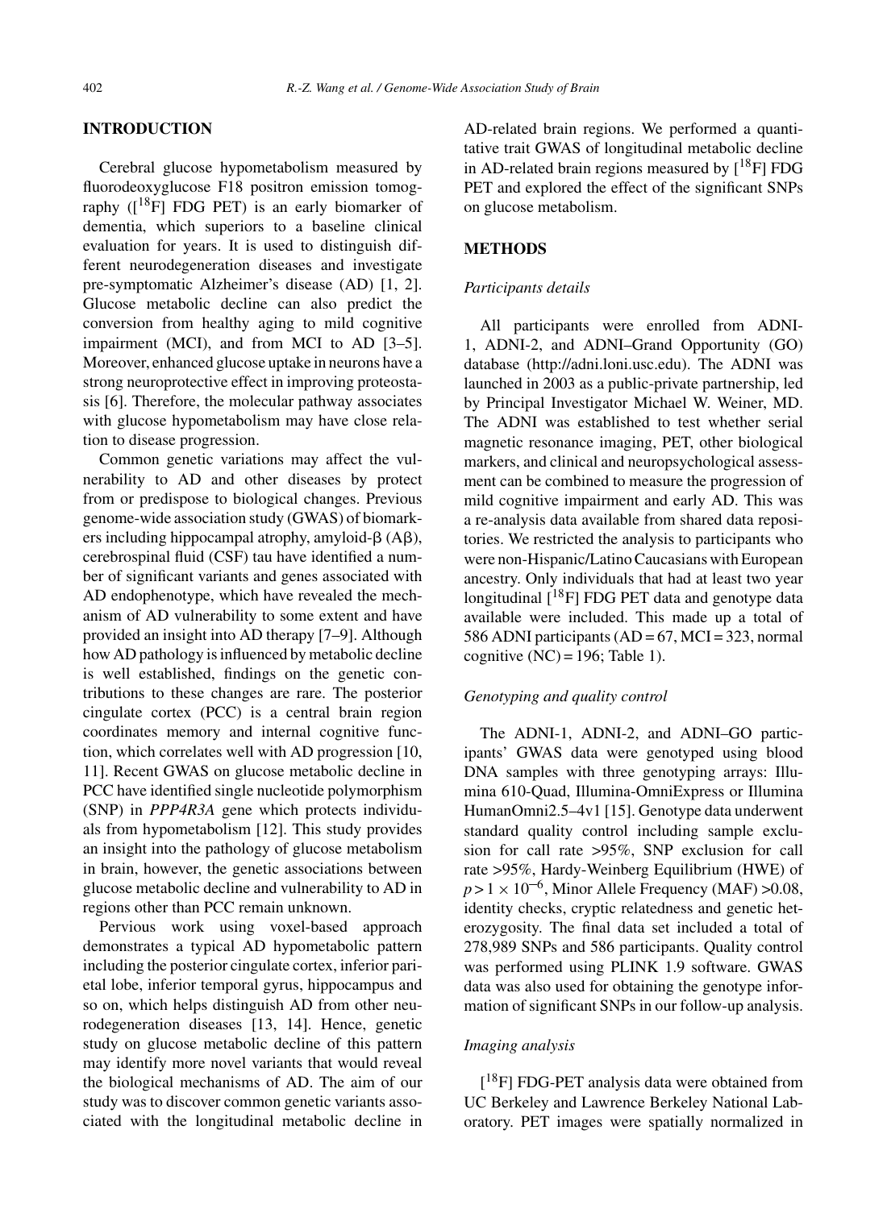## INTRODUCTION

Cerebral glucose hypometabolism measured by fluorodeoxyglucose F18 positron emission tomography ([$^{18}$F] FDG PET) is an early biomarker of dementia, which superiors to a baseline clinical evaluation for years. It is used to distinguish different neurodegeneration diseases and investigate pre-symptomatic Alzheimer's disease (AD) [1, 2]. Glucose metabolic decline can also predict the conversion from healthy aging to mild cognitive impairment (MCI), and from MCI to AD [3–5]. Moreover, enhanced glucose uptake in neurons have a strong neuroprotective effect in improving proteostasis [6]. Therefore, the molecular pathway associates with glucose hypometabolism may have close relation to disease progression.

Common genetic variations may affect the vulnerability to AD and other diseases by protect from or predispose to biological changes. Previous genome-wide association study (GWAS) of biomarkers including hippocampal atrophy, amyloid-β (Aβ), cerebrospinal fluid (CSF) tau have identified a number of significant variants and genes associated with AD endophenotype, which have revealed the mechanism of AD vulnerability to some extent and have provided an insight into AD therapy [7–9]. Although how AD pathology is influenced by metabolic decline is well established, findings on the genetic contributions to these changes are rare. The posterior cingulate cortex (PCC) is a central brain region coordinates memory and internal cognitive function, which correlates well with AD progression [10, 11]. Recent GWAS on glucose metabolic decline in PCC have identified single nucleotide polymorphism (SNP) in *PPP4R3A* gene which protects individuals from hypometabolism [12]. This study provides an insight into the pathology of glucose metabolism in brain, however, the genetic associations between glucose metabolic decline and vulnerability to AD in regions other than PCC remain unknown.

Pervious work using voxel-based approach demonstrates a typical AD hypometabolic pattern including the posterior cingulate cortex, inferior parietal lobe, inferior temporal gyrus, hippocampus and so on, which helps distinguish AD from other neurodegeneration diseases [13, 14]. Hence, genetic study on glucose metabolic decline of this pattern may identify more novel variants that would reveal the biological mechanisms of AD. The aim of our study was to discover common genetic variants associated with the longitudinal metabolic decline in AD-related brain regions. We performed a quantitative trait GWAS of longitudinal metabolic decline in AD-related brain regions measured by [$^{18}$F] FDG PET and explored the effect of the significant SNPs on glucose metabolism.

## METHODS

### *Participants details*

All participants were enrolled from ADNI-1, ADNI-2, and ADNI–Grand Opportunity (GO) database (http://adni.loni.usc.edu). The ADNI was launched in 2003 as a public-private partnership, led by Principal Investigator Michael W. Weiner, MD. The ADNI was established to test whether serial magnetic resonance imaging, PET, other biological markers, and clinical and neuropsychological assessment can be combined to measure the progression of mild cognitive impairment and early AD. This was a re-analysis data available from shared data repositories. We restricted the analysis to participants who were non-Hispanic/Latino Caucasians with European ancestry. Only individuals that had at least two year longitudinal [$^{18}$F] FDG PET data and genotype data available were included. This made up a total of 586 ADNI participants (AD = 67, MCI = 323, normal cognitive (NC) = 196; Table 1).

### *Genotyping and quality control*

The ADNI-1, ADNI-2, and ADNI–GO participants' GWAS data were genotyped using blood DNA samples with three genotyping arrays: Illumina 610-Quad, Illumina-OmniExpress or Illumina HumanOmni2.5–4v1 [15]. Genotype data underwent standard quality control including sample exclusion for call rate >95%, SNP exclusion for call rate >95%, Hardy-Weinberg Equilibrium (HWE) of $p > 1 \times 10^{-6}$, Minor Allele Frequency (MAF) >0.08, identity checks, cryptic relatedness and genetic heterozygosity. The final data set included a total of 278,989 SNPs and 586 participants. Quality control was performed using PLINK 1.9 software. GWAS data was also used for obtaining the genotype information of significant SNPs in our follow-up analysis.

### *Imaging analysis*

[$^{18}$F] FDG-PET analysis data were obtained from UC Berkeley and Lawrence Berkeley National Laboratory. PET images were spatially normalized in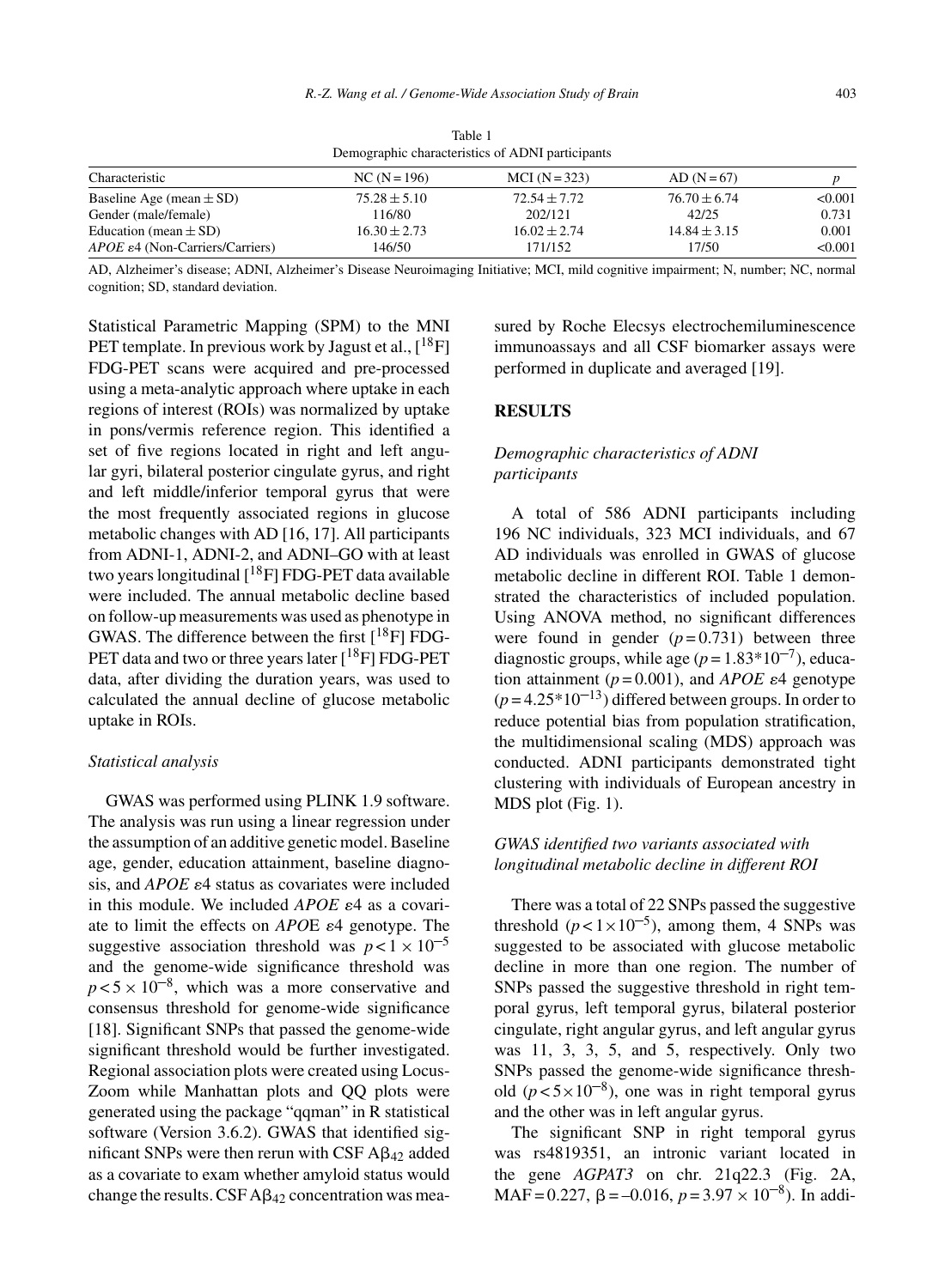Table 1
Demographic characteristics of ADNI participants

| Characteristic | NC (N = 196) | MCI (N = 323) | AD (N = 67) | p |
|---|---|---|---|---|
| Baseline Age (mean ± SD) | 75.28 ± 5.10 | 72.54 ± 7.72 | 76.70 ± 6.74 | <0.001 |
| Gender (male/female) | 116/80 | 202/121 | 42/25 | 0.731 |
| Education (mean ± SD) | 16.30 ± 2.73 | 16.02 ± 2.74 | 14.84 ± 3.15 | 0.001 |
| *APOE* ε4 (Non-Carriers/Carriers) | 146/50 | 171/152 | 17/50 | <0.001 |

AD, Alzheimer's disease; ADNI, Alzheimer's Disease Neuroimaging Initiative; MCI, mild cognitive impairment; N, number; NC, normal cognition; SD, standard deviation.

Statistical Parametric Mapping (SPM) to the MNI PET template. In previous work by Jagust et al., [$^{18}$F] FDG-PET scans were acquired and pre-processed using a meta-analytic approach where uptake in each regions of interest (ROIs) was normalized by uptake in pons/vermis reference region. This identified a set of five regions located in right and left angular gyri, bilateral posterior cingulate gyrus, and right and left middle/inferior temporal gyrus that were the most frequently associated regions in glucose metabolic changes with AD [16, 17]. All participants from ADNI-1, ADNI-2, and ADNI–GO with at least two years longitudinal [$^{18}$F] FDG-PET data available were included. The annual metabolic decline based on follow-up measurements was used as phenotype in GWAS. The difference between the first [$^{18}$F] FDG-PET data and two or three years later [$^{18}$F] FDG-PET data, after dividing the duration years, was used to calculated the annual decline of glucose metabolic uptake in ROIs.

### *Statistical analysis*

GWAS was performed using PLINK 1.9 software. The analysis was run using a linear regression under the assumption of an additive genetic model. Baseline age, gender, education attainment, baseline diagnosis, and *APOE* ε4 status as covariates were included in this module. We included *APOE* ε4 as a covariate to limit the effects on *APO*E ε4 genotype. The suggestive association threshold was $p < 1 \times 10^{-5}$ and the genome-wide significance threshold was $p < 5 \times 10^{-8}$, which was a more conservative and consensus threshold for genome-wide significance [18]. Significant SNPs that passed the genome-wide significant threshold would be further investigated. Regional association plots were created using LocusZoom while Manhattan plots and QQ plots were generated using the package "qqman" in R statistical software (Version 3.6.2). GWAS that identified significant SNPs were then rerun with CSF $A\beta_{42}$ added as a covariate to exam whether amyloid status would change the results. CSF $A\beta_{42}$ concentration was measured by Roche Elecsys electrochemiluminescence immunoassays and all CSF biomarker assays were performed in duplicate and averaged [19].

## RESULTS

### *Demographic characteristics of ADNI participants*

A total of 586 ADNI participants including 196 NC individuals, 323 MCI individuals, and 67 AD individuals was enrolled in GWAS of glucose metabolic decline in different ROI. Table 1 demonstrated the characteristics of included population. Using ANOVA method, no significant differences were found in gender ($p = 0.731$) between three diagnostic groups, while age ($p = 1.83*10^{-7}$), education attainment ($p = 0.001$), and *APOE* ε4 genotype ($p = 4.25*10^{-13}$) differed between groups. In order to reduce potential bias from population stratification, the multidimensional scaling (MDS) approach was conducted. ADNI participants demonstrated tight clustering with individuals of European ancestry in MDS plot (Fig. 1).

### *GWAS identified two variants associated with longitudinal metabolic decline in different ROI*

There was a total of 22 SNPs passed the suggestive threshold ($p < 1 \times 10^{-5}$), among them, 4 SNPs was suggested to be associated with glucose metabolic decline in more than one region. The number of SNPs passed the suggestive threshold in right temporal gyrus, left temporal gyrus, bilateral posterior cingulate, right angular gyrus, and left angular gyrus was 11, 3, 3, 5, and 5, respectively. Only two SNPs passed the genome-wide significance threshold ($p < 5 \times 10^{-8}$), one was in right temporal gyrus and the other was in left angular gyrus.

The significant SNP in right temporal gyrus was rs4819351, an intronic variant located in the gene *AGPAT3* on chr. 21q22.3 (Fig. 2A, MAF = 0.227, $\beta = -0.016$, $p = 3.97 \times 10^{-8}$). In addi-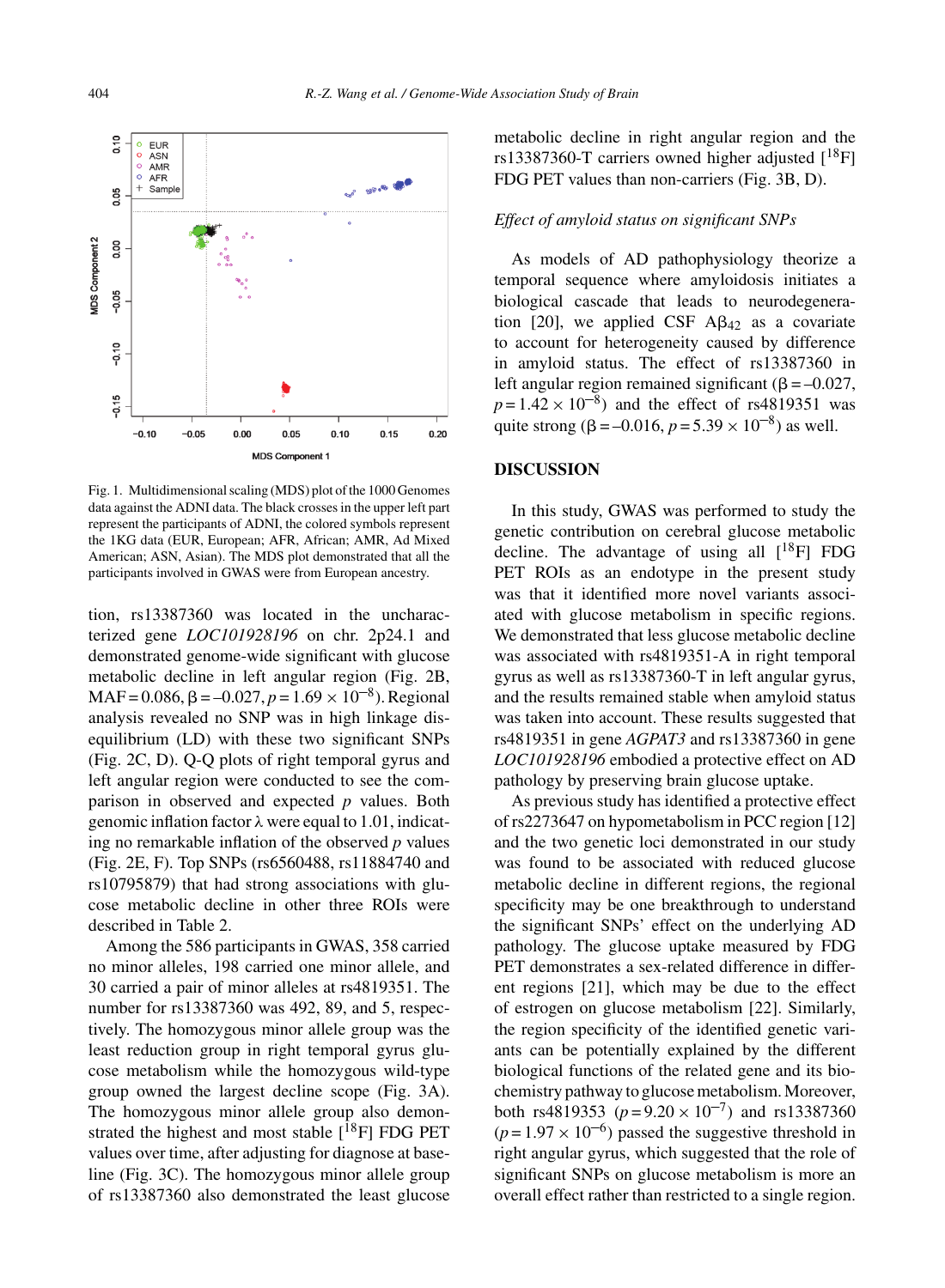Fig. 1. Multidimensional scaling (MDS) plot of the 1000 Genomes data against the ADNI data. The black crosses in the upper left part represent the participants of ADNI, the colored symbols represent the 1KG data (EUR, European; AFR, African; AMR, Ad Mixed American; ASN, Asian). The MDS plot demonstrated that all the participants involved in GWAS were from European ancestry.

tion, rs13387360 was located in the uncharacterized gene *LOC101928196* on chr. 2p24.1 and demonstrated genome-wide significant with glucose metabolic decline in left angular region (Fig. 2B, MAF = 0.086, $\beta = -0.027$, $p = 1.69 \times 10^{-8}$). Regional analysis revealed no SNP was in high linkage disequilibrium (LD) with these two significant SNPs (Fig. 2C, D). Q-Q plots of right temporal gyrus and left angular region were conducted to see the comparison in observed and expected $p$ values. Both genomic inflation factor $\lambda$ were equal to 1.01, indicating no remarkable inflation of the observed $p$ values (Fig. 2E, F). Top SNPs (rs6560488, rs11884740 and rs10795879) that had strong associations with glucose metabolic decline in other three ROIs were described in Table 2.

Among the 586 participants in GWAS, 358 carried no minor alleles, 198 carried one minor allele, and 30 carried a pair of minor alleles at rs4819351. The number for rs13387360 was 492, 89, and 5, respectively. The homozygous minor allele group was the least reduction group in right temporal gyrus glucose metabolism while the homozygous wild-type group owned the largest decline scope (Fig. 3A). The homozygous minor allele group also demonstrated the highest and most stable [$^{18}$F] FDG PET values over time, after adjusting for diagnose at baseline (Fig. 3C). The homozygous minor allele group of rs13387360 also demonstrated the least glucose metabolic decline in right angular region and the rs13387360-T carriers owned higher adjusted [$^{18}$F] FDG PET values than non-carriers (Fig. 3B, D).

### *Effect of amyloid status on significant SNPs*

As models of AD pathophysiology theorize a temporal sequence where amyloidosis initiates a biological cascade that leads to neurodegeneration [20], we applied CSF $A\beta_{42}$ as a covariate to account for heterogeneity caused by difference in amyloid status. The effect of rs13387360 in left angular region remained significant ($\beta = -0.027$, $p = 1.42 \times 10^{-8}$) and the effect of rs4819351 was quite strong ($\beta = -0.016$, $p = 5.39 \times 10^{-8}$) as well.

## DISCUSSION

In this study, GWAS was performed to study the genetic contribution on cerebral glucose metabolic decline. The advantage of using all [$^{18}$F] FDG PET ROIs as an endotype in the present study was that it identified more novel variants associated with glucose metabolism in specific regions. We demonstrated that less glucose metabolic decline was associated with rs4819351-A in right temporal gyrus as well as rs13387360-T in left angular gyrus, and the results remained stable when amyloid status was taken into account. These results suggested that rs4819351 in gene *AGPAT3* and rs13387360 in gene *LOC101928196* embodied a protective effect on AD pathology by preserving brain glucose uptake.

As previous study has identified a protective effect of rs2273647 on hypometabolism in PCC region [12] and the two genetic loci demonstrated in our study was found to be associated with reduced glucose metabolic decline in different regions, the regional specificity may be one breakthrough to understand the significant SNPs' effect on the underlying AD pathology. The glucose uptake measured by FDG PET demonstrates a sex-related difference in different regions [21], which may be due to the effect of estrogen on glucose metabolism [22]. Similarly, the region specificity of the identified genetic variants can be potentially explained by the different biological functions of the related gene and its biochemistry pathway to glucose metabolism. Moreover, both rs4819353 ($p = 9.20 \times 10^{-7}$) and rs13387360 ($p = 1.97 \times 10^{-6}$) passed the suggestive threshold in right angular gyrus, which suggested that the role of significant SNPs on glucose metabolism is more an overall effect rather than restricted to a single region.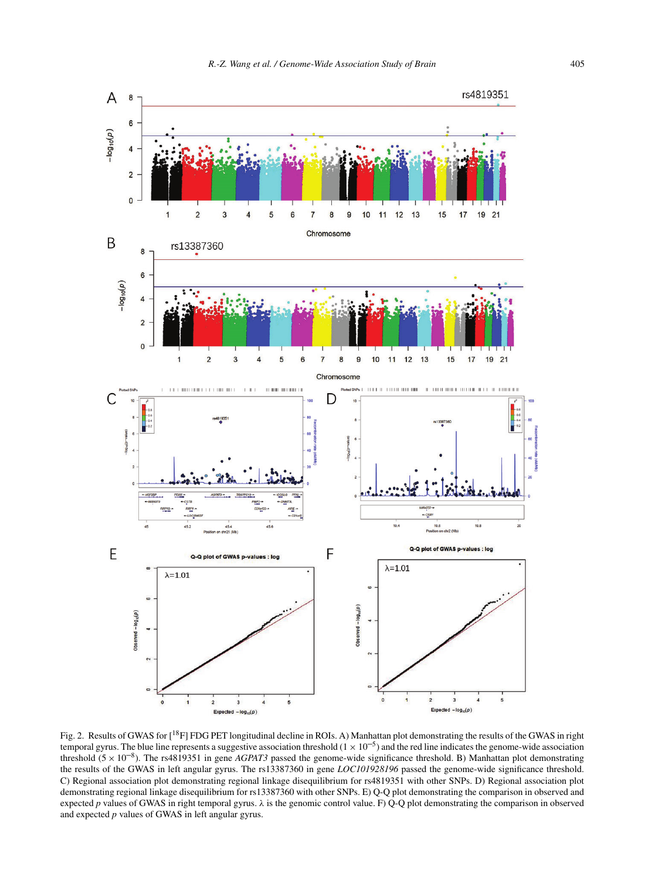Fig. 2. Results of GWAS for [$^{18}$F] FDG PET longitudinal decline in ROIs. A) Manhattan plot demonstrating the results of the GWAS in right temporal gyrus. The blue line represents a suggestive association threshold ($1 \times 10^{-5}$) and the red line indicates the genome-wide association threshold ($5 \times 10^{-8}$). The rs4819351 in gene *AGPAT3* passed the genome-wide significance threshold. B) Manhattan plot demonstrating the results of the GWAS in left angular gyrus. The rs13387360 in gene *LOC101928196* passed the genome-wide significance threshold. C) Regional association plot demonstrating regional linkage disequilibrium for rs4819351 with other SNPs. D) Regional association plot demonstrating regional linkage disequilibrium for rs13387360 with other SNPs. E) Q-Q plot demonstrating the comparison in observed and expected $p$ values of GWAS in right temporal gyrus. $\lambda$ is the genomic control value. F) Q-Q plot demonstrating the comparison in observed and expected $p$ values of GWAS in left angular gyrus.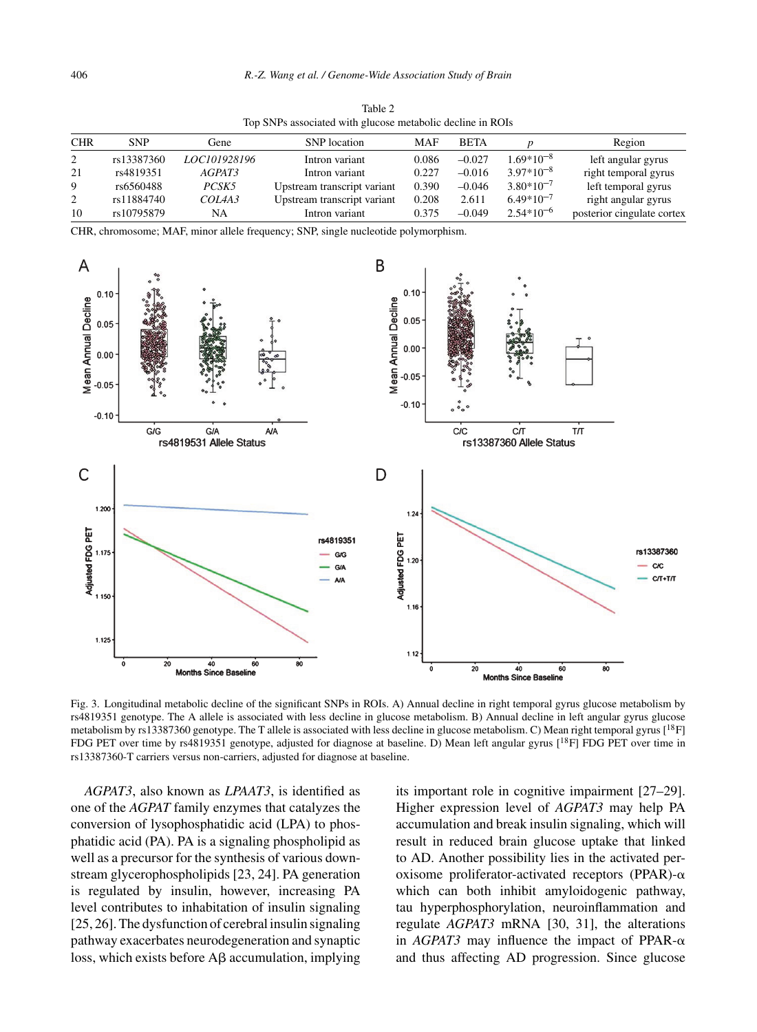Table 2
Top SNPs associated with glucose metabolic decline in ROIs

| CHR | SNP | Gene | SNP location | MAF | BETA | $p$ | Region |
|---|---|---|---|---|---|---|---|
| 2 | rs13387360 | *LOC101928196* | Intron variant | 0.086 | –0.027 | $1.69*10^{-8}$ | left angular gyrus |
| 21 | rs4819351 | *AGPAT3* | Intron variant | 0.227 | –0.016 | $3.97*10^{-8}$ | right temporal gyrus |
| 9 | rs6560488 | *PCSK5* | Upstream transcript variant | 0.390 | –0.046 | $3.80*10^{-7}$ | left temporal gyrus |
| 2 | rs11884740 | *COL4A3* | Upstream transcript variant | 0.208 | 2.611 | $6.49*10^{-7}$ | right angular gyrus |
| 10 | rs10795879 | NA | Intron variant | 0.375 | –0.049 | $2.54*10^{-6}$ | posterior cingulate cortex |

CHR, chromosome; MAF, minor allele frequency; SNP, single nucleotide polymorphism.

Fig. 3. Longitudinal metabolic decline of the significant SNPs in ROIs. A) Annual decline in right temporal gyrus glucose metabolism by rs4819351 genotype. The A allele is associated with less decline in glucose metabolism. B) Annual decline in left angular gyrus glucose metabolism by rs13387360 genotype. The T allele is associated with less decline in glucose metabolism. C) Mean right temporal gyrus [[18]F] FDG PET over time by rs4819351 genotype, adjusted for diagnose at baseline. D) Mean left angular gyrus [[18]F] FDG PET over time in rs13387360-T carriers versus non-carriers, adjusted for diagnose at baseline.

*AGPAT3*, also known as *LPAAT3*, is identified as one of the *AGPAT* family enzymes that catalyzes the conversion of lysophosphatidic acid (LPA) to phosphatidic acid (PA). PA is a signaling phospholipid as well as a precursor for the synthesis of various downstream glycerophospholipids [23, 24]. PA generation is regulated by insulin, however, increasing PA level contributes to inhabitation of insulin signaling [25, 26]. The dysfunction of cerebral insulin signaling pathway exacerbates neurodegeneration and synaptic loss, which exists before Aβ accumulation, implying its important role in cognitive impairment [27–29]. Higher expression level of *AGPAT3* may help PA accumulation and break insulin signaling, which will result in reduced brain glucose uptake that linked to AD. Another possibility lies in the activated peroxisome proliferator-activated receptors (PPAR)-α which can both inhibit amyloidogenic pathway, tau hyperphosphorylation, neuroinflammation and regulate *AGPAT3* mRNA [30, 31], the alterations in *AGPAT3* may influence the impact of PPAR-α and thus affecting AD progression. Since glucose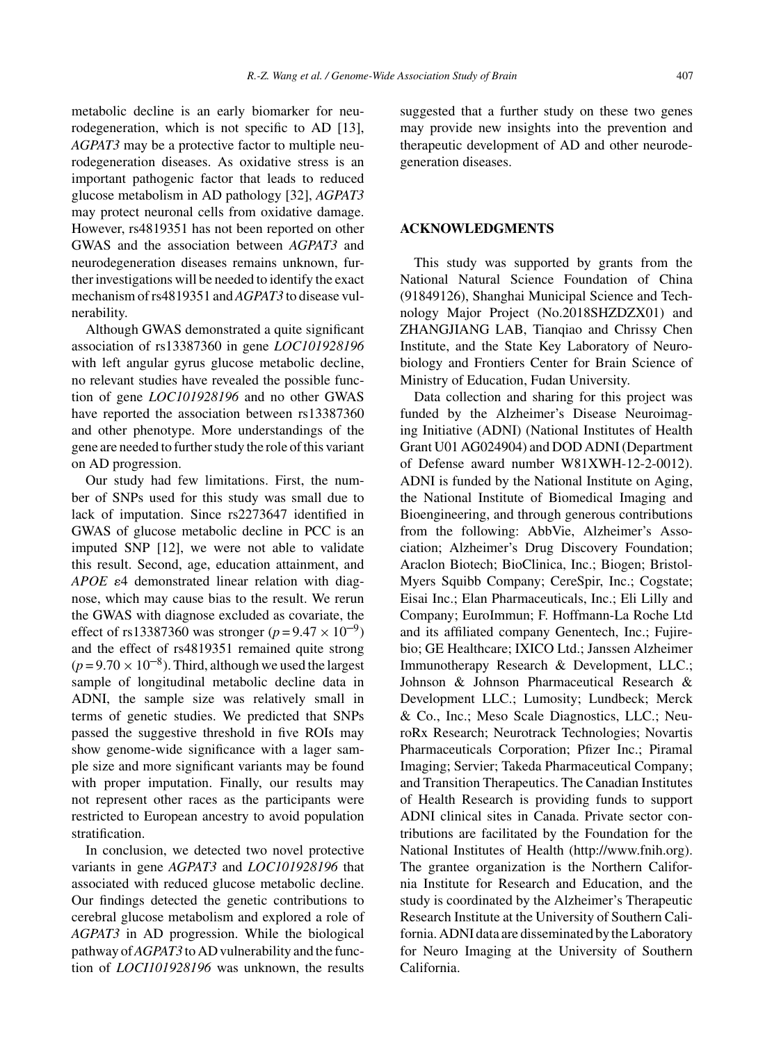metabolic decline is an early biomarker for neurodegeneration, which is not specific to AD [13], *AGPAT3* may be a protective factor to multiple neurodegeneration diseases. As oxidative stress is an important pathogenic factor that leads to reduced glucose metabolism in AD pathology [32], *AGPAT3* may protect neuronal cells from oxidative damage. However, rs4819351 has not been reported on other GWAS and the association between *AGPAT3* and neurodegeneration diseases remains unknown, further investigations will be needed to identify the exact mechanism of rs4819351 and *AGPAT3* to disease vulnerability.

Although GWAS demonstrated a quite significant association of rs13387360 in gene *LOC101928196* with left angular gyrus glucose metabolic decline, no relevant studies have revealed the possible function of gene *LOC101928196* and no other GWAS have reported the association between rs13387360 and other phenotype. More understandings of the gene are needed to further study the role of this variant on AD progression.

Our study had few limitations. First, the number of SNPs used for this study was small due to lack of imputation. Since rs2273647 identified in GWAS of glucose metabolic decline in PCC is an imputed SNP [12], we were not able to validate this result. Second, age, education attainment, and *APOE* ε4 demonstrated linear relation with diagnose, which may cause bias to the result. We rerun the GWAS with diagnose excluded as covariate, the effect of rs13387360 was stronger ($p = 9.47 \times 10^{-9}$) and the effect of rs4819351 remained quite strong ($p = 9.70 \times 10^{-8}$). Third, although we used the largest sample of longitudinal metabolic decline data in ADNI, the sample size was relatively small in terms of genetic studies. We predicted that SNPs passed the suggestive threshold in five ROIs may show genome-wide significance with a lager sample size and more significant variants may be found with proper imputation. Finally, our results may not represent other races as the participants were restricted to European ancestry to avoid population stratification.

In conclusion, we detected two novel protective variants in gene *AGPAT3* and *LOC101928196* that associated with reduced glucose metabolic decline. Our findings detected the genetic contributions to cerebral glucose metabolism and explored a role of *AGPAT3* in AD progression. While the biological pathway of *AGPAT3* to AD vulnerability and the function of *LOCI101928196* was unknown, the results suggested that a further study on these two genes may provide new insights into the prevention and therapeutic development of AD and other neurodegeneration diseases.

## ACKNOWLEDGMENTS

This study was supported by grants from the National Natural Science Foundation of China (91849126), Shanghai Municipal Science and Technology Major Project (No.2018SHZDZX01) and ZHANGJIANG LAB, Tianqiao and Chrissy Chen Institute, and the State Key Laboratory of Neurobiology and Frontiers Center for Brain Science of Ministry of Education, Fudan University.

Data collection and sharing for this project was funded by the Alzheimer's Disease Neuroimaging Initiative (ADNI) (National Institutes of Health Grant U01 AG024904) and DOD ADNI (Department of Defense award number W81XWH-12-2-0012). ADNI is funded by the National Institute on Aging, the National Institute of Biomedical Imaging and Bioengineering, and through generous contributions from the following: AbbVie, Alzheimer's Association; Alzheimer's Drug Discovery Foundation; Araclon Biotech; BioClinica, Inc.; Biogen; Bristol-Myers Squibb Company; CereSpir, Inc.; Cogstate; Eisai Inc.; Elan Pharmaceuticals, Inc.; Eli Lilly and Company; EuroImmun; F. Hoffmann-La Roche Ltd and its affiliated company Genentech, Inc.; Fujirebio; GE Healthcare; IXICO Ltd.; Janssen Alzheimer Immunotherapy Research & Development, LLC.; Johnson & Johnson Pharmaceutical Research & Development LLC.; Lumosity; Lundbeck; Merck & Co., Inc.; Meso Scale Diagnostics, LLC.; NeuroRx Research; Neurotrack Technologies; Novartis Pharmaceuticals Corporation; Pfizer Inc.; Piramal Imaging; Servier; Takeda Pharmaceutical Company; and Transition Therapeutics. The Canadian Institutes of Health Research is providing funds to support ADNI clinical sites in Canada. Private sector contributions are facilitated by the Foundation for the National Institutes of Health (http://www.fnih.org). The grantee organization is the Northern California Institute for Research and Education, and the study is coordinated by the Alzheimer's Therapeutic Research Institute at the University of Southern California. ADNI data are disseminated by the Laboratory for Neuro Imaging at the University of Southern California.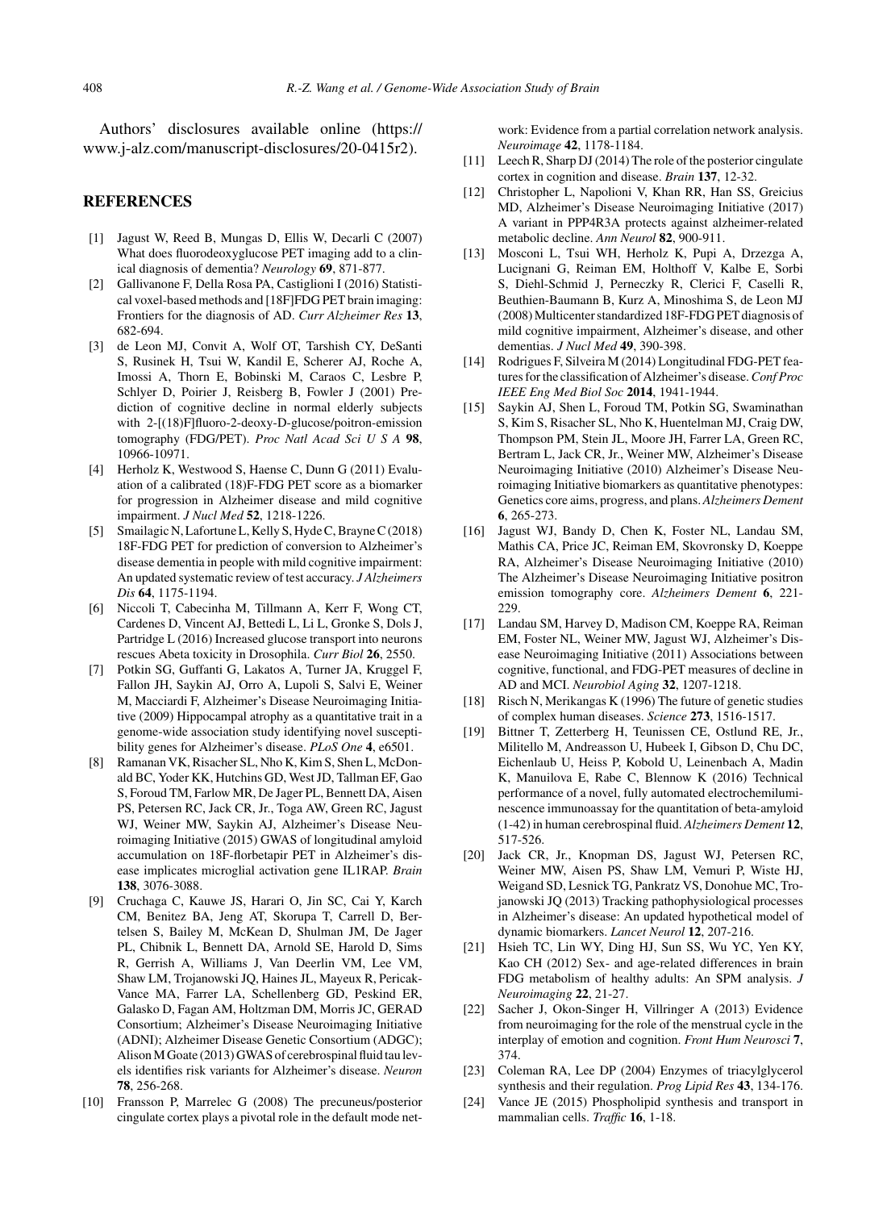Authors' disclosures available online (https://www.j-alz.com/manuscript-disclosures/20-0415r2).

## REFERENCES

- [1] Jagust W, Reed B, Mungas D, Ellis W, Decarli C (2007) What does fluorodeoxyglucose PET imaging add to a clinical diagnosis of dementia? *Neurology* **69**, 871-877.
- [2] Gallivanone F, Della Rosa PA, Castiglioni I (2016) Statistical voxel-based methods and [18F]FDG PET brain imaging: Frontiers for the diagnosis of AD. *Curr Alzheimer Res* **13**, 682-694.
- [3] de Leon MJ, Convit A, Wolf OT, Tarshish CY, DeSanti S, Rusinek H, Tsui W, Kandil E, Scherer AJ, Roche A, Imossi A, Thorn E, Bobinski M, Caraos C, Lesbre P, Schlyer D, Poirier J, Reisberg B, Fowler J (2001) Prediction of cognitive decline in normal elderly subjects with 2-[(18)F]fluoro-2-deoxy-D-glucose/poitron-emission tomography (FDG/PET). *Proc Natl Acad Sci U S A* **98**, 10966-10971.
- [4] Herholz K, Westwood S, Haense C, Dunn G (2011) Evaluation of a calibrated (18)F-FDG PET score as a biomarker for progression in Alzheimer disease and mild cognitive impairment. *J Nucl Med* **52**, 1218-1226.
- [5] Smailagic N, Lafortune L, Kelly S, Hyde C, Brayne C (2018) 18F-FDG PET for prediction of conversion to Alzheimer's disease dementia in people with mild cognitive impairment: An updated systematic review of test accuracy. *J Alzheimers Dis* **64**, 1175-1194.
- [6] Niccoli T, Cabecinha M, Tillmann A, Kerr F, Wong CT, Cardenes D, Vincent AJ, Bettedi L, Li L, Gronke S, Dols J, Partridge L (2016) Increased glucose transport into neurons rescues Abeta toxicity in Drosophila. *Curr Biol* **26**, 2550.
- [7] Potkin SG, Guffanti G, Lakatos A, Turner JA, Kruggel F, Fallon JH, Saykin AJ, Orro A, Lupoli S, Salvi E, Weiner M, Macciardi F, Alzheimer's Disease Neuroimaging Initiative (2009) Hippocampal atrophy as a quantitative trait in a genome-wide association study identifying novel susceptibility genes for Alzheimer's disease. *PLoS One* **4**, e6501.
- [8] Ramanan VK, Risacher SL, Nho K, Kim S, Shen L, McDonald BC, Yoder KK, Hutchins GD, West JD, Tallman EF, Gao S, Foroud TM, Farlow MR, De Jager PL, Bennett DA, Aisen PS, Petersen RC, Jack CR, Jr., Toga AW, Green RC, Jagust WJ, Weiner MW, Saykin AJ, Alzheimer's Disease Neuroimaging Initiative (2015) GWAS of longitudinal amyloid accumulation on 18F-florbetapir PET in Alzheimer's disease implicates microglial activation gene IL1RAP. *Brain* **138**, 3076-3088.
- [9] Cruchaga C, Kauwe JS, Harari O, Jin SC, Cai Y, Karch CM, Benitez BA, Jeng AT, Skorupa T, Carrell D, Bertelsen S, Bailey M, McKean D, Shulman JM, De Jager PL, Chibnik L, Bennett DA, Arnold SE, Harold D, Sims R, Gerrish A, Williams J, Van Deerlin VM, Lee VM, Shaw LM, Trojanowski JQ, Haines JL, Mayeux R, Pericak-Vance MA, Farrer LA, Schellenberg GD, Peskind ER, Galasko D, Fagan AM, Holtzman DM, Morris JC, GERAD Consortium; Alzheimer's Disease Neuroimaging Initiative (ADNI); Alzheimer Disease Genetic Consortium (ADGC); Alison M Goate (2013) GWAS of cerebrospinal fluid tau levels identifies risk variants for Alzheimer's disease. *Neuron* **78**, 256-268.
- [10] Fransson P, Marrelec G (2008) The precuneus/posterior cingulate cortex plays a pivotal role in the default mode network: Evidence from a partial correlation network analysis. *Neuroimage* **42**, 1178-1184.
- [11] Leech R, Sharp DJ (2014) The role of the posterior cingulate cortex in cognition and disease. *Brain* **137**, 12-32.
- [12] Christopher L, Napolioni V, Khan RR, Han SS, Greicius MD, Alzheimer's Disease Neuroimaging Initiative (2017) A variant in PPP4R3A protects against alzheimer-related metabolic decline. *Ann Neurol* **82**, 900-911.
- [13] Mosconi L, Tsui WH, Herholz K, Pupi A, Drzezga A, Lucignani G, Reiman EM, Holthoff V, Kalbe E, Sorbi S, Diehl-Schmid J, Perneczky R, Clerici F, Caselli R, Beuthien-Baumann B, Kurz A, Minoshima S, de Leon MJ (2008) Multicenter standardized 18F-FDG PET diagnosis of mild cognitive impairment, Alzheimer's disease, and other dementias. *J Nucl Med* **49**, 390-398.
- [14] Rodrigues F, Silveira M (2014) Longitudinal FDG-PET features for the classification of Alzheimer's disease. *Conf Proc IEEE Eng Med Biol Soc* **2014**, 1941-1944.
- [15] Saykin AJ, Shen L, Foroud TM, Potkin SG, Swaminathan S, Kim S, Risacher SL, Nho K, Huentelman MJ, Craig DW, Thompson PM, Stein JL, Moore JH, Farrer LA, Green RC, Bertram L, Jack CR, Jr., Weiner MW, Alzheimer's Disease Neuroimaging Initiative (2010) Alzheimer's Disease Neuroimaging Initiative biomarkers as quantitative phenotypes: Genetics core aims, progress, and plans. *Alzheimers Dement* **6**, 265-273.
- [16] Jagust WJ, Bandy D, Chen K, Foster NL, Landau SM, Mathis CA, Price JC, Reiman EM, Skovronsky D, Koeppe RA, Alzheimer's Disease Neuroimaging Initiative (2010) The Alzheimer's Disease Neuroimaging Initiative positron emission tomography core. *Alzheimers Dement* **6**, 221-229.
- [17] Landau SM, Harvey D, Madison CM, Koeppe RA, Reiman EM, Foster NL, Weiner MW, Jagust WJ, Alzheimer's Disease Neuroimaging Initiative (2011) Associations between cognitive, functional, and FDG-PET measures of decline in AD and MCI. *Neurobiol Aging* **32**, 1207-1218.
- [18] Risch N, Merikangas K (1996) The future of genetic studies of complex human diseases. *Science* **273**, 1516-1517.
- [19] Bittner T, Zetterberg H, Teunissen CE, Ostlund RE, Jr., Militello M, Andreasson U, Hubeek I, Gibson D, Chu DC, Eichenlaub U, Heiss P, Kobold U, Leinenbach A, Madin K, Manuilova E, Rabe C, Blennow K (2016) Technical performance of a novel, fully automated electrochemiluminescence immunoassay for the quantitation of beta-amyloid (1-42) in human cerebrospinal fluid. *Alzheimers Dement* **12**, 517-526.
- [20] Jack CR, Jr., Knopman DS, Jagust WJ, Petersen RC, Weiner MW, Aisen PS, Shaw LM, Vemuri P, Wiste HJ, Weigand SD, Lesnick TG, Pankratz VS, Donohue MC, Trojanowski JQ (2013) Tracking pathophysiological processes in Alzheimer's disease: An updated hypothetical model of dynamic biomarkers. *Lancet Neurol* **12**, 207-216.
- [21] Hsieh TC, Lin WY, Ding HJ, Sun SS, Wu YC, Yen KY, Kao CH (2012) Sex- and age-related differences in brain FDG metabolism of healthy adults: An SPM analysis. *J Neuroimaging* **22**, 21-27.
- [22] Sacher J, Okon-Singer H, Villringer A (2013) Evidence from neuroimaging for the role of the menstrual cycle in the interplay of emotion and cognition. *Front Hum Neurosci* **7**, 374.
- [23] Coleman RA, Lee DP (2004) Enzymes of triacylglycerol synthesis and their regulation. *Prog Lipid Res* **43**, 134-176.
- [24] Vance JE (2015) Phospholipid synthesis and transport in mammalian cells. *Traffic* **16**, 1-18.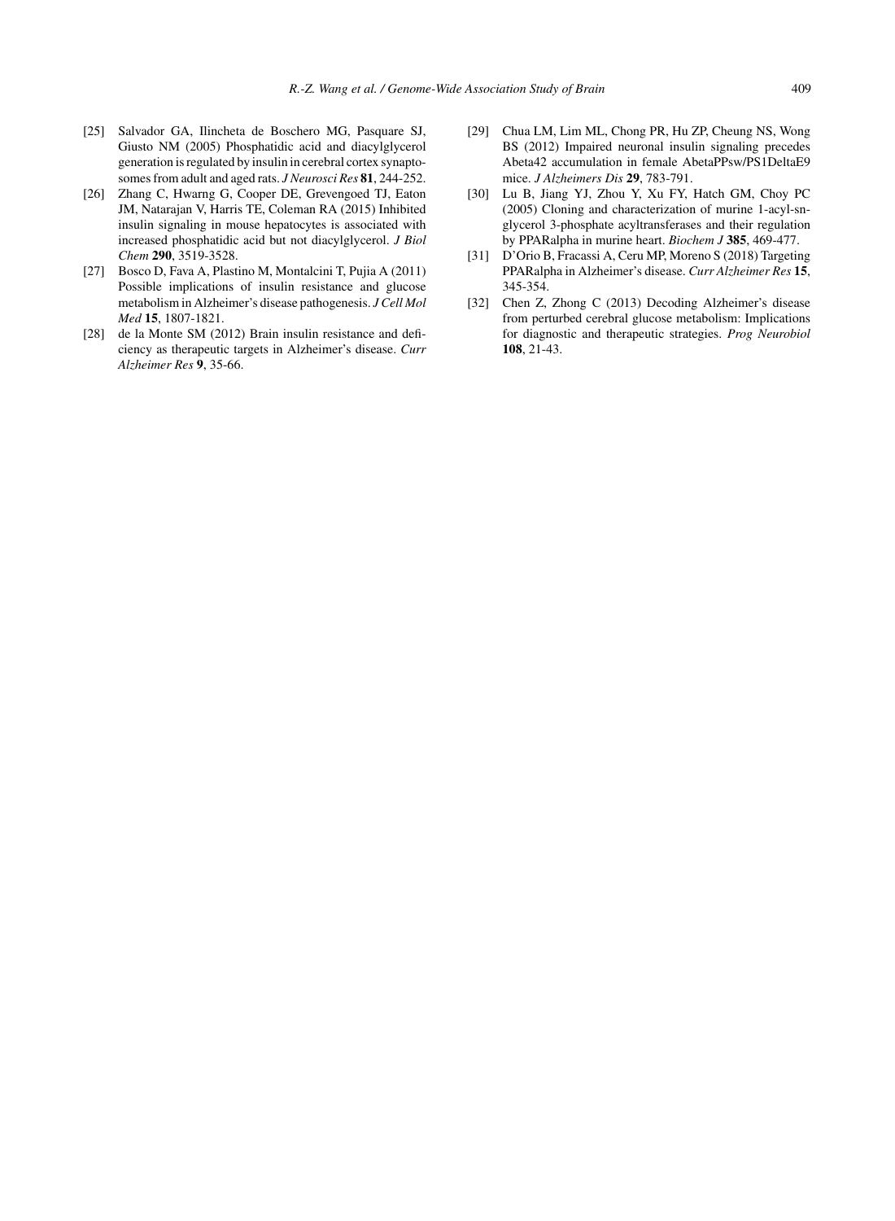[25] Salvador GA, Ilincheta de Boschero MG, Pasquare SJ, Giusto NM (2005) Phosphatidic acid and diacylglycerol generation is regulated by insulin in cerebral cortex synaptosomes from adult and aged rats. *J Neurosci Res* **81**, 244-252.

[26] Zhang C, Hwarng G, Cooper DE, Grevengoed TJ, Eaton JM, Natarajan V, Harris TE, Coleman RA (2015) Inhibited insulin signaling in mouse hepatocytes is associated with increased phosphatidic acid but not diacylglycerol. *J Biol Chem* **290**, 3519-3528.

[27] Bosco D, Fava A, Plastino M, Montalcini T, Pujia A (2011) Possible implications of insulin resistance and glucose metabolism in Alzheimer's disease pathogenesis. *J Cell Mol Med* **15**, 1807-1821.

[28] de la Monte SM (2012) Brain insulin resistance and deficiency as therapeutic targets in Alzheimer's disease. *Curr Alzheimer Res* **9**, 35-66.

[29] Chua LM, Lim ML, Chong PR, Hu ZP, Cheung NS, Wong BS (2012) Impaired neuronal insulin signaling precedes Abeta42 accumulation in female AbetaPPsw/PS1DeltaE9 mice. *J Alzheimers Dis* **29**, 783-791.

[30] Lu B, Jiang YJ, Zhou Y, Xu FY, Hatch GM, Choy PC (2005) Cloning and characterization of murine 1-acyl-sn-glycerol 3-phosphate acyltransferases and their regulation by PPARalpha in murine heart. *Biochem J* **385**, 469-477.

[31] D'Orio B, Fracassi A, Ceru MP, Moreno S (2018) Targeting PPARalpha in Alzheimer's disease. *Curr Alzheimer Res* **15**, 345-354.

[32] Chen Z, Zhong C (2013) Decoding Alzheimer's disease from perturbed cerebral glucose metabolism: Implications for diagnostic and therapeutic strategies. *Prog Neurobiol* **108**, 21-43.